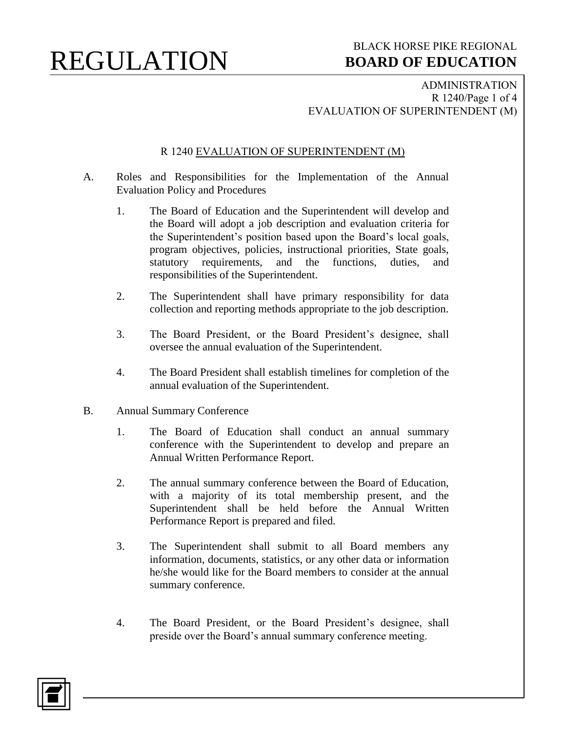# REGULATION

BLACK HORSE PIKE REGIONAL
**BOARD OF EDUCATION**

ADMINISTRATION
EVALUATION OF SUPERINTENDENT (M)

## R 1240 EVALUATION OF SUPERINTENDENT (M)

A. Roles and Responsibilities for the Implementation of the Annual Evaluation Policy and Procedures

1. The Board of Education and the Superintendent will develop and the Board will adopt a job description and evaluation criteria for the Superintendent's position based upon the Board's local goals, program objectives, policies, instructional priorities, State goals, statutory requirements, and the functions, duties, and responsibilities of the Superintendent.

2. The Superintendent shall have primary responsibility for data collection and reporting methods appropriate to the job description.

3. The Board President, or the Board President's designee, shall oversee the annual evaluation of the Superintendent.

4. The Board President shall establish timelines for completion of the annual evaluation of the Superintendent.

B. Annual Summary Conference

1. The Board of Education shall conduct an annual summary conference with the Superintendent to develop and prepare an Annual Written Performance Report.

2. The annual summary conference between the Board of Education, with a majority of its total membership present, and the Superintendent shall be held before the Annual Written Performance Report is prepared and filed.

3. The Superintendent shall submit to all Board members any information, documents, statistics, or any other data or information he/she would like for the Board members to consider at the annual summary conference.

4. The Board President, or the Board President's designee, shall preside over the Board's annual summary conference meeting.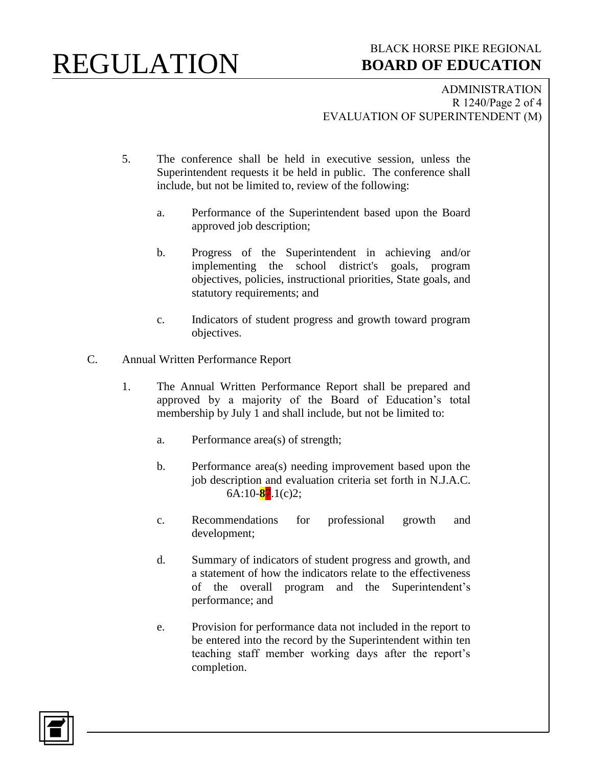5. The conference shall be held in executive session, unless the Superintendent requests it be held in public. The conference shall include, but not be limited to, review of the following:

   a. Performance of the Superintendent based upon the Board approved job description;

   b. Progress of the Superintendent in achieving and/or implementing the school district's goals, program objectives, policies, instructional priorities, State goals, and statutory requirements; and

   c. Indicators of student progress and growth toward program objectives.

C. Annual Written Performance Report

1. The Annual Written Performance Report shall be prepared and approved by a majority of the Board of Education's total membership by July 1 and shall include, but not be limited to:

   a. Performance area(s) of strength;

   b. Performance area(s) needing improvement based upon the job description and evaluation criteria set forth in N.J.A.C. 6A:10-87.1(c)2;

   c. Recommendations for professional growth and development;

   d. Summary of indicators of student progress and growth, and a statement of how the indicators relate to the effectiveness of the overall program and the Superintendent's performance; and

   e. Provision for performance data not included in the report to be entered into the record by the Superintendent within ten teaching staff member working days after the report's completion.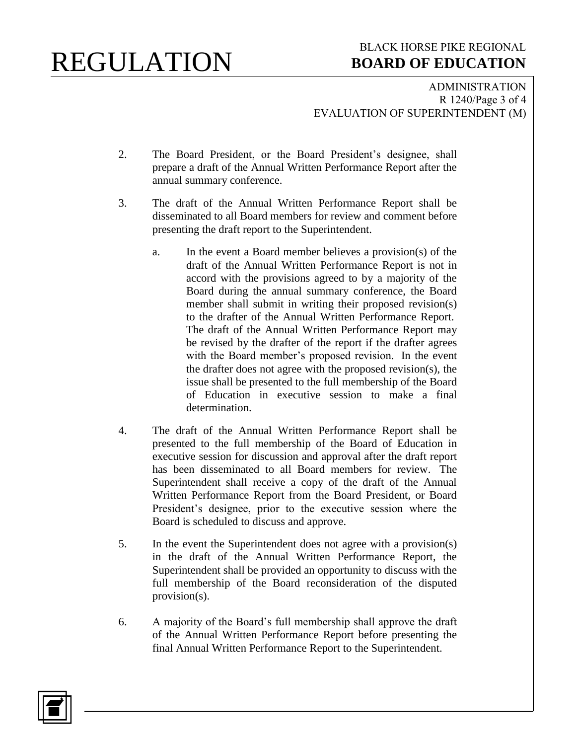2. The Board President, or the Board President's designee, shall prepare a draft of the Annual Written Performance Report after the annual summary conference.

3. The draft of the Annual Written Performance Report shall be disseminated to all Board members for review and comment before presenting the draft report to the Superintendent.

   a. In the event a Board member believes a provision(s) of the draft of the Annual Written Performance Report is not in accord with the provisions agreed to by a majority of the Board during the annual summary conference, the Board member shall submit in writing their proposed revision(s) to the drafter of the Annual Written Performance Report. The draft of the Annual Written Performance Report may be revised by the drafter of the report if the drafter agrees with the Board member's proposed revision. In the event the drafter does not agree with the proposed revision(s), the issue shall be presented to the full membership of the Board of Education in executive session to make a final determination.

4. The draft of the Annual Written Performance Report shall be presented to the full membership of the Board of Education in executive session for discussion and approval after the draft report has been disseminated to all Board members for review. The Superintendent shall receive a copy of the draft of the Annual Written Performance Report from the Board President, or Board President's designee, prior to the executive session where the Board is scheduled to discuss and approve.

5. In the event the Superintendent does not agree with a provision(s) in the draft of the Annual Written Performance Report, the Superintendent shall be provided an opportunity to discuss with the full membership of the Board reconsideration of the disputed provision(s).

6. A majority of the Board's full membership shall approve the draft of the Annual Written Performance Report before presenting the final Annual Written Performance Report to the Superintendent.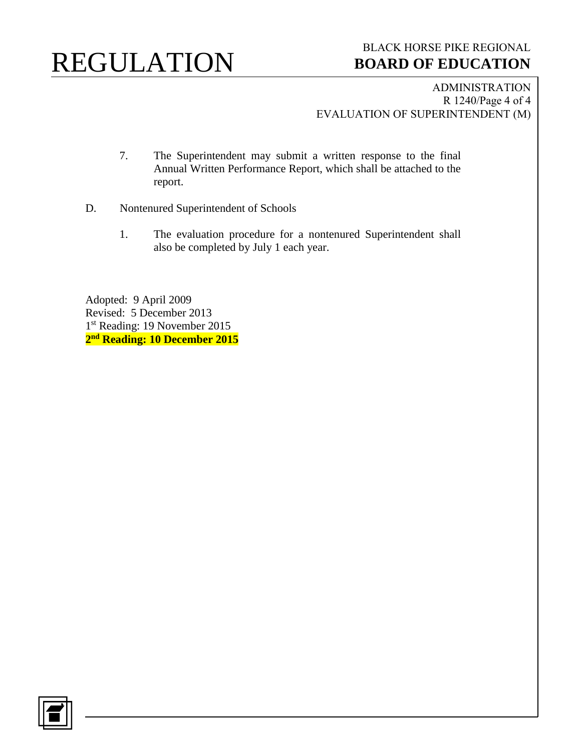7. The Superintendent may submit a written response to the final Annual Written Performance Report, which shall be attached to the report.

D. Nontenured Superintendent of Schools

1. The evaluation procedure for a nontenured Superintendent shall also be completed by July 1 each year.

Adopted: 9 April 2009
Revised: 5 December 2013
1st Reading: 19 November 2015
**2nd Reading: 10 December 2015**